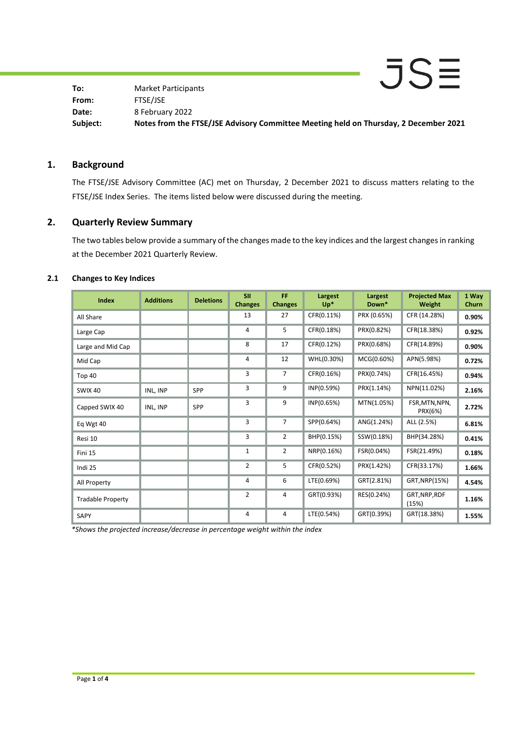| | |
|---|---|
| **To:** | Market Participants |
| **From:** | FTSE/JSE |
| **Date:** | 8 February 2022 |
| **Subject:** | **Notes from the FTSE/JSE Advisory Committee Meeting held on Thursday, 2 December 2021** |

## 1. Background

The FTSE/JSE Advisory Committee (AC) met on Thursday, 2 December 2021 to discuss matters relating to the FTSE/JSE Index Series. The items listed below were discussed during the meeting.

## 2. Quarterly Review Summary

The two tables below provide a summary of the changes made to the key indices and the largest changes in ranking at the December 2021 Quarterly Review.

### 2.1 Changes to Key Indices

| Index | Additions | Deletions | SII Changes | FF Changes | Largest Up* | Largest Down* | Projected Max Weight | 1 Way Churn |
|---|---|---|---|---|---|---|---|---|
| All Share | | | 13 | 27 | CFR(0.11%) | PRX (0.65%) | CFR (14.28%) | **0.90%** |
| Large Cap | | | 4 | 5 | CFR(0.18%) | PRX(0.82%) | CFR(18.38%) | **0.92%** |
| Large and Mid Cap | | | 8 | 17 | CFR(0.12%) | PRX(0.68%) | CFR(14.89%) | **0.90%** |
| Mid Cap | | | 4 | 12 | WHL(0.30%) | MCG(0.60%) | APN(5.98%) | **0.72%** |
| Top 40 | | | 3 | 7 | CFR(0.16%) | PRX(0.74%) | CFR(16.45%) | **0.94%** |
| SWIX 40 | INL, INP | SPP | 3 | 9 | INP(0.59%) | PRX(1.14%) | NPN(11.02%) | **2.16%** |
| Capped SWIX 40 | INL, INP | SPP | 3 | 9 | INP(0.65%) | MTN(1.05%) | FSR,MTN,NPN, PRX(6%) | **2.72%** |
| Eq Wgt 40 | | | 3 | 7 | SPP(0.64%) | ANG(1.24%) | ALL (2.5%) | **6.81%** |
| Resi 10 | | | 3 | 2 | BHP(0.15%) | SSW(0.18%) | BHP(34.28%) | **0.41%** |
| Fini 15 | | | 1 | 2 | NRP(0.16%) | FSR(0.04%) | FSR(21.49%) | **0.18%** |
| Indi 25 | | | 2 | 5 | CFR(0.52%) | PRX(1.42%) | CFR(33.17%) | **1.66%** |
| All Property | | | 4 | 6 | LTE(0.69%) | GRT(2.81%) | GRT,NRP(15%) | **4.54%** |
| Tradable Property | | | 2 | 4 | GRT(0.93%) | RES(0.24%) | GRT,NRP,RDF (15%) | **1.16%** |
| SAPY | | | 4 | 4 | LTE(0.54%) | GRT(0.39%) | GRT(18.38%) | **1.55%** |

*\*Shows the projected increase/decrease in percentage weight within the index*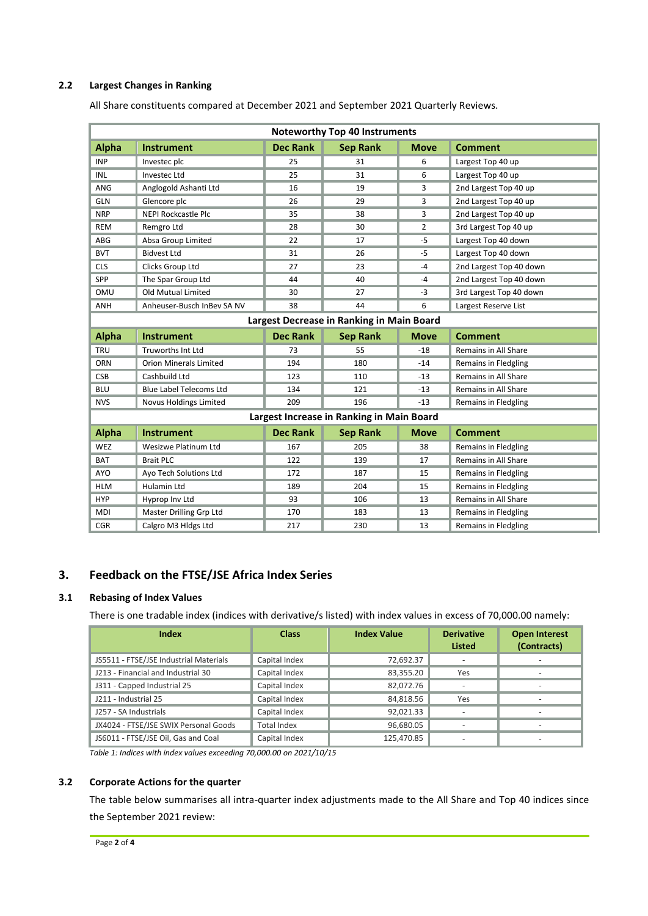### 2.2 Largest Changes in Ranking

All Share constituents compared at December 2021 and September 2021 Quarterly Reviews.

| Noteworthy Top 40 Instruments | | | | | |
|---|---|---|---|---|---|
| **Alpha** | **Instrument** | **Dec Rank** | **Sep Rank** | **Move** | **Comment** |
| INP | Investec plc | 25 | 31 | 6 | Largest Top 40 up |
| INL | Investec Ltd | 25 | 31 | 6 | Largest Top 40 up |
| ANG | Anglogold Ashanti Ltd | 16 | 19 | 3 | 2nd Largest Top 40 up |
| GLN | Glencore plc | 26 | 29 | 3 | 2nd Largest Top 40 up |
| NRP | NEPI Rockcastle Plc | 35 | 38 | 3 | 2nd Largest Top 40 up |
| REM | Remgro Ltd | 28 | 30 | 2 | 3rd Largest Top 40 up |
| ABG | Absa Group Limited | 22 | 17 | -5 | Largest Top 40 down |
| BVT | Bidvest Ltd | 31 | 26 | -5 | Largest Top 40 down |
| CLS | Clicks Group Ltd | 27 | 23 | -4 | 2nd Largest Top 40 down |
| SPP | The Spar Group Ltd | 44 | 40 | -4 | 2nd Largest Top 40 down |
| OMU | Old Mutual Limited | 30 | 27 | -3 | 3rd Largest Top 40 down |
| ANH | Anheuser-Busch InBev SA NV | 38 | 44 | 6 | Largest Reserve List |
| **Largest Decrease in Ranking in Main Board** | | | | | |
| **Alpha** | **Instrument** | **Dec Rank** | **Sep Rank** | **Move** | **Comment** |
| TRU | Truworths Int Ltd | 73 | 55 | -18 | Remains in All Share |
| ORN | Orion Minerals Limited | 194 | 180 | -14 | Remains in Fledgling |
| CSB | Cashbuild Ltd | 123 | 110 | -13 | Remains in All Share |
| BLU | Blue Label Telecoms Ltd | 134 | 121 | -13 | Remains in All Share |
| NVS | Novus Holdings Limited | 209 | 196 | -13 | Remains in Fledgling |
| **Largest Increase in Ranking in Main Board** | | | | | |
| **Alpha** | **Instrument** | **Dec Rank** | **Sep Rank** | **Move** | **Comment** |
| WEZ | Wesizwe Platinum Ltd | 167 | 205 | 38 | Remains in Fledgling |
| BAT | Brait PLC | 122 | 139 | 17 | Remains in All Share |
| AYO | Ayo Tech Solutions Ltd | 172 | 187 | 15 | Remains in Fledgling |
| HLM | Hulamin Ltd | 189 | 204 | 15 | Remains in Fledgling |
| HYP | Hyprop Inv Ltd | 93 | 106 | 13 | Remains in All Share |
| MDI | Master Drilling Grp Ltd | 170 | 183 | 13 | Remains in Fledgling |
| CGR | Calgro M3 Hldgs Ltd | 217 | 230 | 13 | Remains in Fledgling |

## 3. Feedback on the FTSE/JSE Africa Index Series

### 3.1 Rebasing of Index Values

There is one tradable index (indices with derivative/s listed) with index values in excess of 70,000.00 namely:

| Index | Class | Index Value | Derivative Listed | Open Interest (Contracts) |
|---|---|---|---|---|
| JS5511 - FTSE/JSE Industrial Materials | Capital Index | 72,692.37 | - | - |
| J213 - Financial and Industrial 30 | Capital Index | 83,355.20 | Yes | - |
| J311 - Capped Industrial 25 | Capital Index | 82,072.76 | - | - |
| J211 - Industrial 25 | Capital Index | 84,818.56 | Yes | - |
| J257 - SA Industrials | Capital Index | 92,021.33 | - | - |
| JX4024 - FTSE/JSE SWIX Personal Goods | Total Index | 96,680.05 | - | - |
| JS6011 - FTSE/JSE Oil, Gas and Coal | Capital Index | 125,470.85 | - | - |

*Table 1: Indices with index values exceeding 70,000.00 on 2021/10/15*

### 3.2 Corporate Actions for the quarter

The table below summarises all intra-quarter index adjustments made to the All Share and Top 40 indices since the September 2021 review: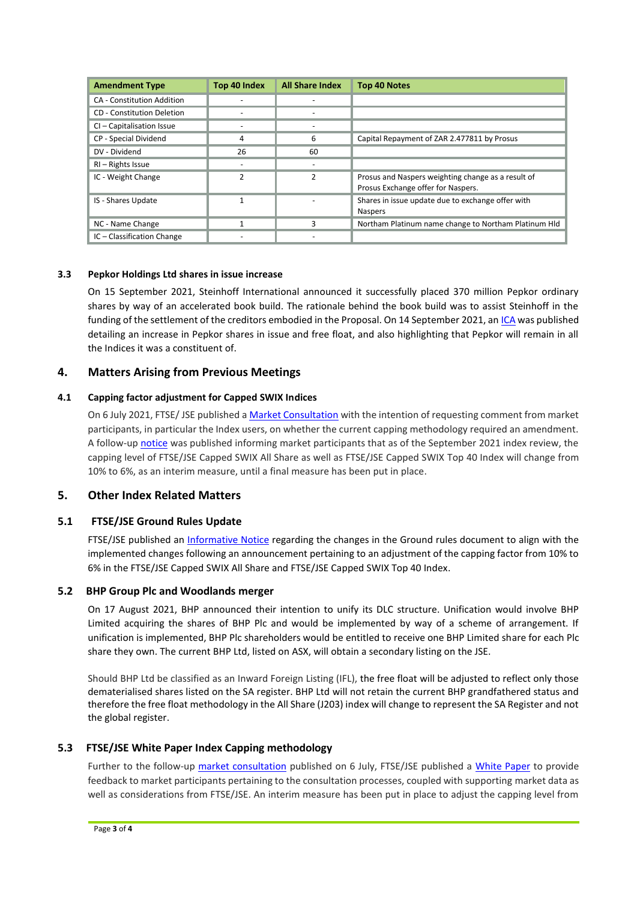| Amendment Type | Top 40 Index | All Share Index | Top 40 Notes |
|---|---|---|---|
| CA - Constitution Addition | - | - | |
| CD - Constitution Deletion | - | - | |
| CI – Capitalisation Issue | - | - | |
| CP - Special Dividend | 4 | 6 | Capital Repayment of ZAR 2.477811 by Prosus |
| DV - Dividend | 26 | 60 | |
| RI – Rights Issue | - | - | |
| IC - Weight Change | 2 | 2 | Prosus and Naspers weighting change as a result of Prosus Exchange offer for Naspers. |
| IS - Shares Update | 1 | - | Shares in issue update due to exchange offer with Naspers |
| NC - Name Change | 1 | 3 | Northam Platinum name change to Northam Platinum Hld |
| IC – Classification Change | - | - | |

### 3.3 Pepkor Holdings Ltd shares in issue increase

On 15 September 2021, Steinhoff International announced it successfully placed 370 million Pepkor ordinary shares by way of an accelerated book build. The rationale behind the book build was to assist Steinhoff in the funding of the settlement of the creditors embodied in the Proposal. On 14 September 2021, an ICA was published detailing an increase in Pepkor shares in issue and free float, and also highlighting that Pepkor will remain in all the Indices it was a constituent of.

## 4. Matters Arising from Previous Meetings

### 4.1 Capping factor adjustment for Capped SWIX Indices

On 6 July 2021, FTSE/ JSE published a Market Consultation with the intention of requesting comment from market participants, in particular the Index users, on whether the current capping methodology required an amendment. A follow-up notice was published informing market participants that as of the September 2021 index review, the capping level of FTSE/JSE Capped SWIX All Share as well as FTSE/JSE Capped SWIX Top 40 Index will change from 10% to 6%, as an interim measure, until a final measure has been put in place.

## 5. Other Index Related Matters

### 5.1 FTSE/JSE Ground Rules Update

FTSE/JSE published an Informative Notice regarding the changes in the Ground rules document to align with the implemented changes following an announcement pertaining to an adjustment of the capping factor from 10% to 6% in the FTSE/JSE Capped SWIX All Share and FTSE/JSE Capped SWIX Top 40 Index.

### 5.2 BHP Group Plc and Woodlands merger

On 17 August 2021, BHP announced their intention to unify its DLC structure. Unification would involve BHP Limited acquiring the shares of BHP Plc and would be implemented by way of a scheme of arrangement. If unification is implemented, BHP Plc shareholders would be entitled to receive one BHP Limited share for each Plc share they own. The current BHP Ltd, listed on ASX, will obtain a secondary listing on the JSE.

Should BHP Ltd be classified as an Inward Foreign Listing (IFL), the free float will be adjusted to reflect only those dematerialised shares listed on the SA register. BHP Ltd will not retain the current BHP grandfathered status and therefore the free float methodology in the All Share (J203) index will change to represent the SA Register and not the global register.

### 5.3 FTSE/JSE White Paper Index Capping methodology

Further to the follow-up market consultation published on 6 July, FTSE/JSE published a White Paper to provide feedback to market participants pertaining to the consultation processes, coupled with supporting market data as well as considerations from FTSE/JSE. An interim measure has been put in place to adjust the capping level from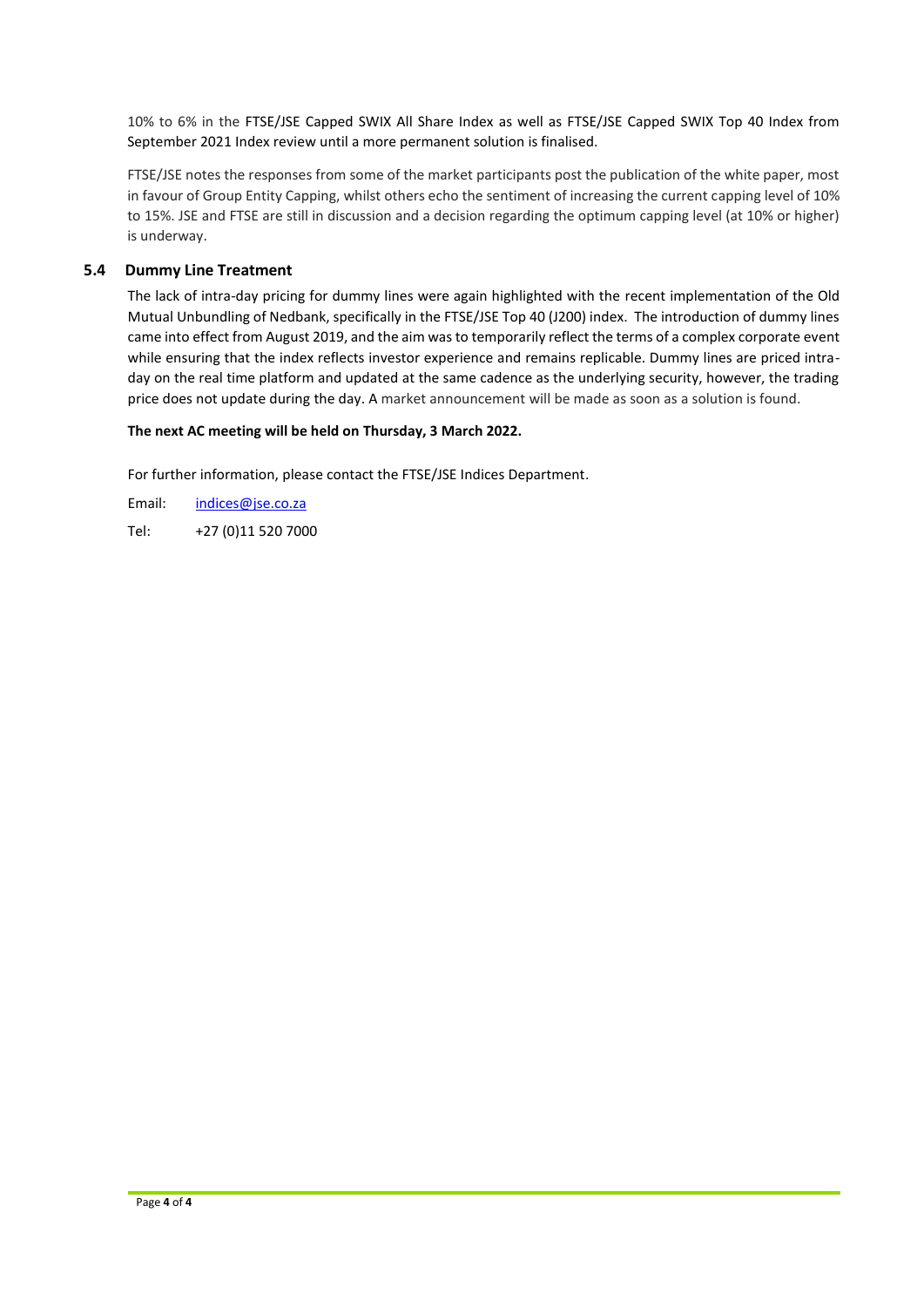10% to 6% in the FTSE/JSE Capped SWIX All Share Index as well as FTSE/JSE Capped SWIX Top 40 Index from September 2021 Index review until a more permanent solution is finalised.

FTSE/JSE notes the responses from some of the market participants post the publication of the white paper, most in favour of Group Entity Capping, whilst others echo the sentiment of increasing the current capping level of 10% to 15%. JSE and FTSE are still in discussion and a decision regarding the optimum capping level (at 10% or higher) is underway.

### 5.4 Dummy Line Treatment

The lack of intra-day pricing for dummy lines were again highlighted with the recent implementation of the Old Mutual Unbundling of Nedbank, specifically in the FTSE/JSE Top 40 (J200) index. The introduction of dummy lines came into effect from August 2019, and the aim was to temporarily reflect the terms of a complex corporate event while ensuring that the index reflects investor experience and remains replicable. Dummy lines are priced intra-day on the real time platform and updated at the same cadence as the underlying security, however, the trading price does not update during the day. A market announcement will be made as soon as a solution is found.

**The next AC meeting will be held on Thursday, 3 March 2022.**

For further information, please contact the FTSE/JSE Indices Department.

Email: indices@jse.co.za

Tel: +27 (0)11 520 7000